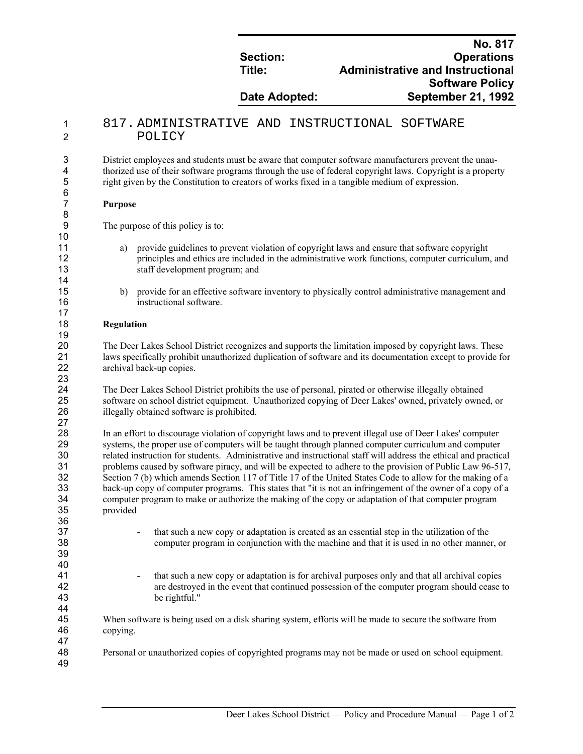| | No. 817 |
|---|---|
| **Section:** | **Operations** |
| **Title:** | **Administrative and Instructional Software Policy** |
| **Date Adopted:** | **September 21, 1992** |

# 817. ADMINISTRATIVE AND INSTRUCTIONAL SOFTWARE POLICY

District employees and students must be aware that computer software manufacturers prevent the unauthorized use of their software programs through the use of federal copyright laws. Copyright is a property right given by the Constitution to creators of works fixed in a tangible medium of expression.

**Purpose**

The purpose of this policy is to:

a) provide guidelines to prevent violation of copyright laws and ensure that software copyright principles and ethics are included in the administrative work functions, computer curriculum, and staff development program; and

b) provide for an effective software inventory to physically control administrative management and instructional software.

**Regulation**

The Deer Lakes School District recognizes and supports the limitation imposed by copyright laws. These laws specifically prohibit unauthorized duplication of software and its documentation except to provide for archival back-up copies.

The Deer Lakes School District prohibits the use of personal, pirated or otherwise illegally obtained software on school district equipment. Unauthorized copying of Deer Lakes' owned, privately owned, or illegally obtained software is prohibited.

In an effort to discourage violation of copyright laws and to prevent illegal use of Deer Lakes' computer systems, the proper use of computers will be taught through planned computer curriculum and computer related instruction for students. Administrative and instructional staff will address the ethical and practical problems caused by software piracy, and will be expected to adhere to the provision of Public Law 96-517, Section 7 (b) which amends Section 117 of Title 17 of the United States Code to allow for the making of a back-up copy of computer programs. This states that "it is not an infringement of the owner of a copy of a computer program to make or authorize the making of the copy or adaptation of that computer program provided

- that such a new copy or adaptation is created as an essential step in the utilization of the computer program in conjunction with the machine and that it is used in no other manner, or

- that such a new copy or adaptation is for archival purposes only and that all archival copies are destroyed in the event that continued possession of the computer program should cease to be rightful."

When software is being used on a disk sharing system, efforts will be made to secure the software from copying.

Personal or unauthorized copies of copyrighted programs may not be made or used on school equipment.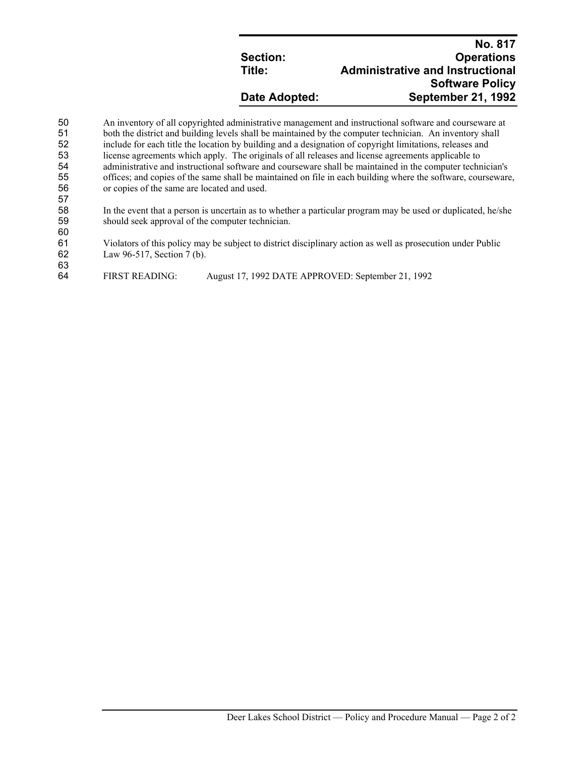An inventory of all copyrighted administrative management and instructional software and courseware at both the district and building levels shall be maintained by the computer technician. An inventory shall include for each title the location by building and a designation of copyright limitations, releases and license agreements which apply. The originals of all releases and license agreements applicable to administrative and instructional software and courseware shall be maintained in the computer technician's offices; and copies of the same shall be maintained on file in each building where the software, courseware, or copies of the same are located and used.

In the event that a person is uncertain as to whether a particular program may be used or duplicated, he/she should seek approval of the computer technician.

Violators of this policy may be subject to district disciplinary action as well as prosecution under Public Law 96-517, Section 7 (b).

FIRST READING: August 17, 1992 DATE APPROVED: September 21, 1992